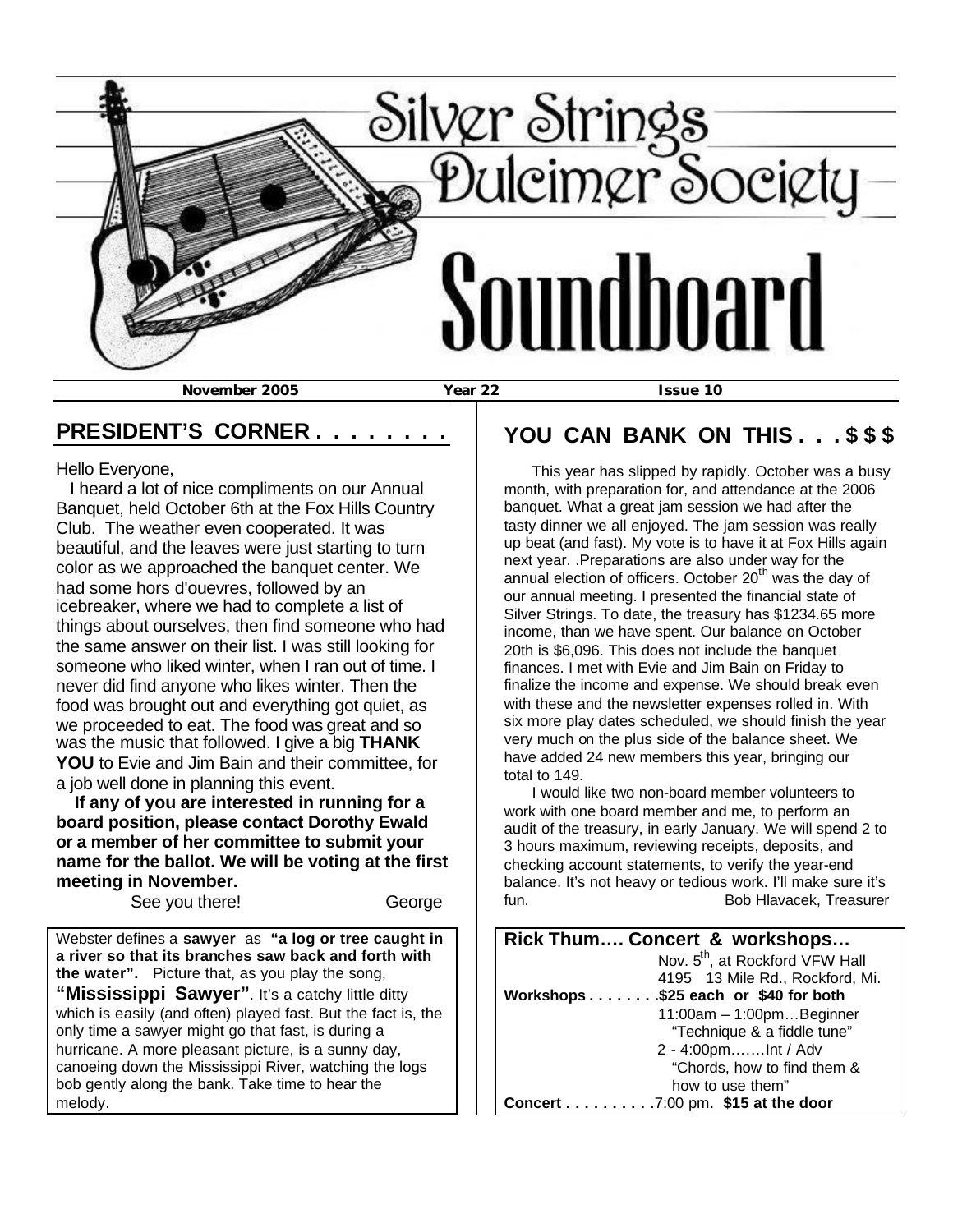# Silver Strings Dulcimer Society

# Soundboard

**November 2005** **Year 22** **Issue 10**

## PRESIDENT'S CORNER . . . . . . . .

Hello Everyone,

I heard a lot of nice compliments on our Annual Banquet, held October 6th at the Fox Hills Country Club. The weather even cooperated. It was beautiful, and the leaves were just starting to turn color as we approached the banquet center. We had some hors d'ouevres, followed by an icebreaker, where we had to complete a list of things about ourselves, then find someone who had the same answer on their list. I was still looking for someone who liked winter, when I ran out of time. I never did find anyone who likes winter. Then the food was brought out and everything got quiet, as we proceeded to eat. The food was great and so was the music that followed. I give a big **THANK YOU** to Evie and Jim Bain and their committee, for a job well done in planning this event.

**If any of you are interested in running for a board position, please contact Dorothy Ewald or a member of her committee to submit your name for the ballot. We will be voting at the first meeting in November.**

See you there! George

---

Webster defines a **sawyer** as **"a log or tree caught in a river so that its branches saw back and forth with the water".** Picture that, as you play the song, **"Mississippi Sawyer"**. It's a catchy little ditty which is easily (and often) played fast. But the fact is, the only time a sawyer might go that fast, is during a hurricane. A more pleasant picture, is a sunny day, canoeing down the Mississippi River, watching the logs bob gently along the bank. Take time to hear the melody.

---

## YOU CAN BANK ON THIS . . . $ $ $

This year has slipped by rapidly. October was a busy month, with preparation for, and attendance at the 2006 banquet. What a great jam session we had after the tasty dinner we all enjoyed. The jam session was really up beat (and fast). My vote is to have it at Fox Hills again next year. .Preparations are also under way for the annual election of officers. October 20th was the day of our annual meeting. I presented the financial state of Silver Strings. To date, the treasury has $1234.65 more income, than we have spent. Our balance on October 20th is $6,096. This does not include the banquet finances. I met with Evie and Jim Bain on Friday to finalize the income and expense. We should break even with these and the newsletter expenses rolled in. With six more play dates scheduled, we should finish the year very much on the plus side of the balance sheet. We have added 24 new members this year, bringing our total to 149.

I would like two non-board member volunteers to work with one board member and me, to perform an audit of the treasury, in early January. We will spend 2 to 3 hours maximum, reviewing receipts, deposits, and checking account statements, to verify the year-end balance. It's not heavy or tedious work. I'll make sure it's fun. Bob Hlavacek, Treasurer

---

**Rick Thum…. Concert & workshops…**

Nov. 5th, at Rockford VFW Hall
4195 13 Mile Rd., Rockford, Mi.

**Workshops . . . . . . . .$25 each or $40 for both**
11:00am – 1:00pm…Beginner "Technique & a fiddle tune"
2 - 4:00pm…….Int / Adv "Chords, how to find them & how to use them"

**Concert . . . . . . . . . .**7:00 pm. **$15 at the door**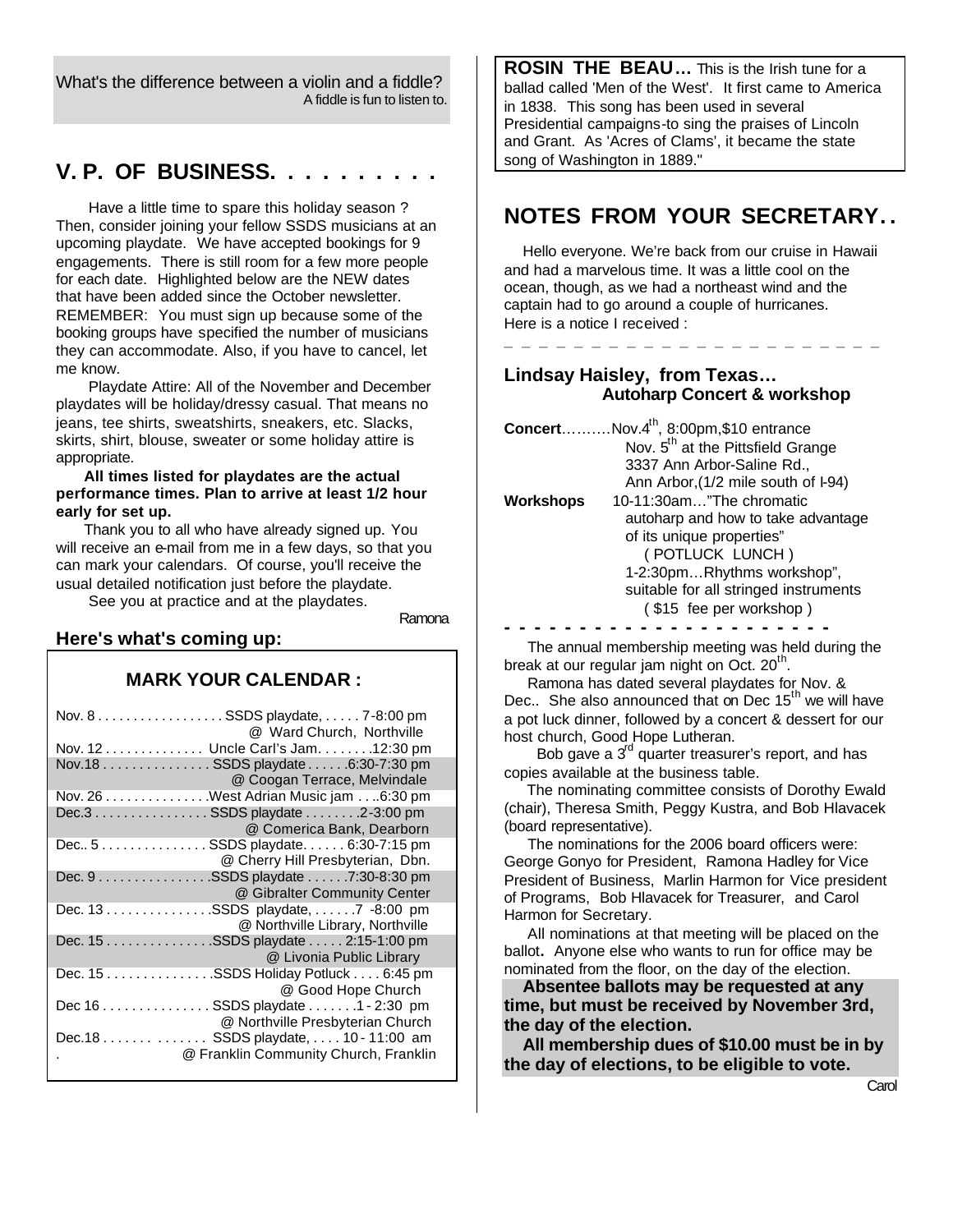What's the difference between a violin and a fiddle?
A fiddle is fun to listen to.

## V. P. OF BUSINESS. . . . . . . . . .

Have a little time to spare this holiday season ? Then, consider joining your fellow SSDS musicians at an upcoming playdate. We have accepted bookings for 9 engagements. There is still room for a few more people for each date. Highlighted below are the NEW dates that have been added since the October newsletter. REMEMBER: You must sign up because some of the booking groups have specified the number of musicians they can accommodate. Also, if you have to cancel, let me know.

Playdate Attire: All of the November and December playdates will be holiday/dressy casual. That means no jeans, tee shirts, sweatshirts, sneakers, etc. Slacks, skirts, shirt, blouse, sweater or some holiday attire is appropriate.

**All times listed for playdates are the actual performance times. Plan to arrive at least 1/2 hour early for set up.**

Thank you to all who have already signed up. You will receive an e-mail from me in a few days, so that you can mark your calendars. Of course, you'll receive the usual detailed notification just before the playdate.

See you at practice and at the playdates.

Ramona

### Here's what's coming up:

### MARK YOUR CALENDAR :

Nov. 8 . . . . . . . . . . . . . . . . . . SSDS playdate, . . . . . 7-8:00 pm
@ Ward Church, Northville

Nov. 12 . . . . . . . . . . . . . . Uncle Carl's Jam. . . . . . . .12:30 pm

Nov.18 . . . . . . . . . . . . . . . SSDS playdate . . . . . .6:30-7:30 pm
@ Coogan Terrace, Melvindale

Nov. 26 . . . . . . . . . . . . . . .West Adrian Music jam . . ..6:30 pm

Dec.3 . . . . . . . . . . . . . . . . SSDS playdate . . . . . . . .2-3:00 pm
@ Comerica Bank, Dearborn

Dec.. 5 . . . . . . . . . . . . . . . SSDS playdate. . . . . . 6:30-7:15 pm
@ Cherry Hill Presbyterian, Dbn.

Dec. 9 . . . . . . . . . . . . . . . .SSDS playdate . . . . . .7:30-8:30 pm
@ Gibralter Community Center

Dec. 13 . . . . . . . . . . . . . . .SSDS playdate, . . . . . .7 -8:00 pm
@ Northville Library, Northville

Dec. 15 . . . . . . . . . . . . . . .SSDS playdate . . . . . 2:15-1:00 pm
@ Livonia Public Library

Dec. 15 . . . . . . . . . . . . . . .SSDS Holiday Potluck . . . . 6:45 pm
@ Good Hope Church

Dec 16 . . . . . . . . . . . . . . . SSDS playdate . . . . . . .1 - 2:30 pm
@ Northville Presbyterian Church

Dec.18 . . . . . . . . . . . . . SSDS playdate, . . . . 10 - 11:00 am
@ Franklin Community Church, Franklin

**ROSIN THE BEAU…** This is the Irish tune for a ballad called 'Men of the West'. It first came to America in 1838. This song has been used in several Presidential campaigns-to sing the praises of Lincoln and Grant. As 'Acres of Clams', it became the state song of Washington in 1889."

## NOTES FROM YOUR SECRETARY. .

Hello everyone. We're back from our cruise in Hawaii and had a marvelous time. It was a little cool on the ocean, though, as we had a northeast wind and the captain had to go around a couple of hurricanes. Here is a notice I received :

_ _ _ _ _ _ _ _ _ _ _ _ _ _ _ _ _ _ _ _ _ _ _

### Lindsay Haisley, from Texas…
### Autoharp Concert & workshop

**Concert**……….Nov.4th, 8:00pm,$10 entrance
Nov. 5th at the Pittsfield Grange
3337 Ann Arbor-Saline Rd.,
Ann Arbor,(1/2 mile south of I-94)

**Workshops** 10-11:30am…"The chromatic autoharp and how to take advantage of its unique properties"
( POTLUCK LUNCH )
1-2:30pm…Rhythms workshop", suitable for all stringed instruments
( $15 fee per workshop )

- - - - - - - - - - - - - - - - - - - - -

The annual membership meeting was held during the break at our regular jam night on Oct. 20th.

Ramona has dated several playdates for Nov. & Dec.. She also announced that on Dec 15th we will have a pot luck dinner, followed by a concert & dessert for our host church, Good Hope Lutheran.

Bob gave a 3rd quarter treasurer's report, and has copies available at the business table.

The nominating committee consists of Dorothy Ewald (chair), Theresa Smith, Peggy Kustra, and Bob Hlavacek (board representative).

The nominations for the 2006 board officers were: George Gonyo for President, Ramona Hadley for Vice President of Business, Marlin Harmon for Vice president of Programs, Bob Hlavacek for Treasurer, and Carol Harmon for Secretary.

All nominations at that meeting will be placed on the ballot**.** Anyone else who wants to run for office may be nominated from the floor, on the day of the election.

**Absentee ballots may be requested at any time, but must be received by November 3rd, the day of the election.**

**All membership dues of $10.00 must be in by the day of elections, to be eligible to vote.**

Carol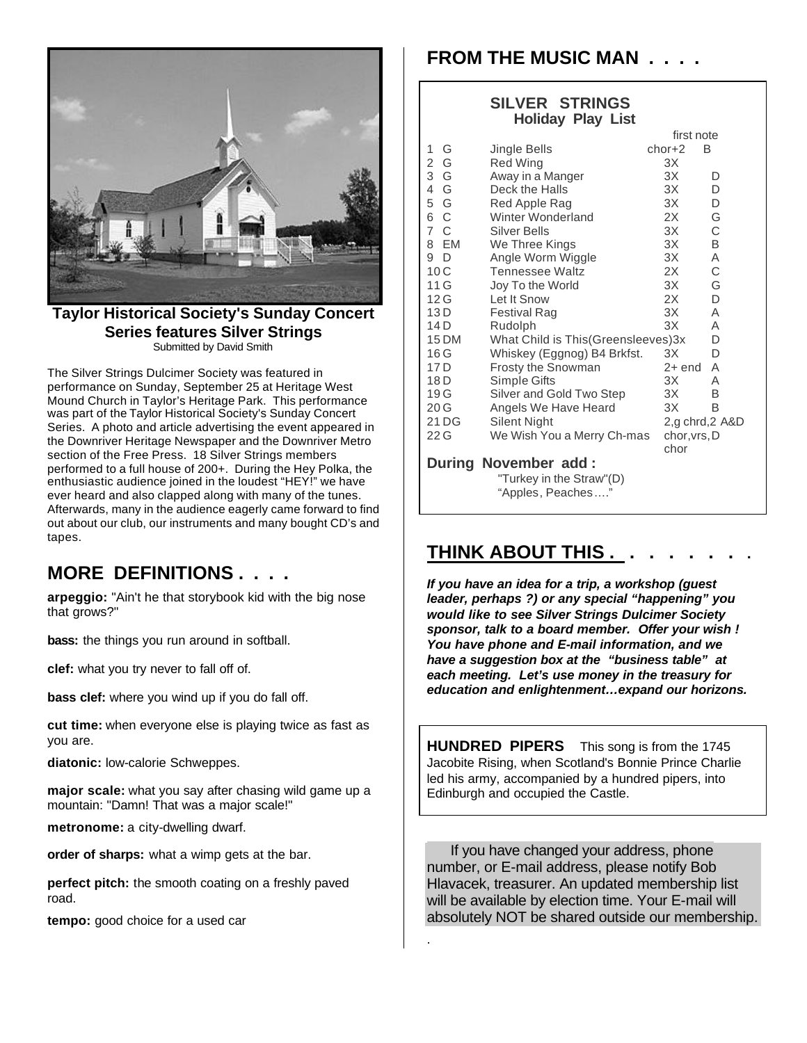**Taylor Historical Society's Sunday Concert Series features Silver Strings**
Submitted by David Smith

The Silver Strings Dulcimer Society was featured in performance on Sunday, September 25 at Heritage West Mound Church in Taylor's Heritage Park. This performance was part of the Taylor Historical Society's Sunday Concert Series. A photo and article advertising the event appeared in the Downriver Heritage Newspaper and the Downriver Metro section of the Free Press. 18 Silver Strings members performed to a full house of 200+. During the Hey Polka, the enthusiastic audience joined in the loudest "HEY!" we have ever heard and also clapped along with many of the tunes. Afterwards, many in the audience eagerly came forward to find out about our club, our instruments and many bought CD's and tapes.

## MORE DEFINITIONS . . . .

**arpeggio:** "Ain't he that storybook kid with the big nose that grows?"

**bass:** the things you run around in softball.

**clef:** what you try never to fall off of.

**bass clef:** where you wind up if you do fall off.

**cut time:** when everyone else is playing twice as fast as you are.

**diatonic:** low-calorie Schweppes.

**major scale:** what you say after chasing wild game up a mountain: "Damn! That was a major scale!"

**metronome:** a city-dwelling dwarf.

**order of sharps:** what a wimp gets at the bar.

**perfect pitch:** the smooth coating on a freshly paved road.

**tempo:** good choice for a used car

## FROM THE MUSIC MAN . . . .

### SILVER STRINGS
**Holiday Play List**

| # | Key | Song | | first note |
|---|---|---|---|---|
| 1 | G | Jingle Bells | chor+2 | B |
| 2 | G | Red Wing | 3X | |
| 3 | G | Away in a Manger | 3X | D |
| 4 | G | Deck the Halls | 3X | D |
| 5 | G | Red Apple Rag | 3X | D |
| 6 | C | Winter Wonderland | 2X | G |
| 7 | C | Silver Bells | 3X | C |
| 8 | EM | We Three Kings | 3X | B |
| 9 | D | Angle Worm Wiggle | 3X | A |
| 10 | C | Tennessee Waltz | 2X | C |
| 11 | G | Joy To the World | 3X | G |
| 12 | G | Let It Snow | 2X | D |
| 13 | D | Festival Rag | 3X | A |
| 14 | D | Rudolph | 3X | A |
| 15 | DM | What Child is This(Greensleeves) | 3x | D |
| 16 | G | Whiskey (Eggnog) B4 Brkfst. | 3X | D |
| 17 | D | Frosty the Snowman | 2+ end | A |
| 18 | D | Simple Gifts | 3X | A |
| 19 | G | Silver and Gold Two Step | 3X | B |
| 20 | G | Angels We Have Heard | 3X | B |
| 21 | DG | Silent Night | 2,g chrd,2 | A&D |
| 22 | G | We Wish You a Merry Ch-mas | chor,vrs,chor | D |

**During November add :**
"Turkey in the Straw"(D)
"Apples, Peaches…."

## THINK ABOUT THIS . . . . . . . . .

***If you have an idea for a trip, a workshop (guest leader, perhaps ?) or any special "happening" you would like to see Silver Strings Dulcimer Society sponsor, talk to a board member. Offer your wish ! You have phone and E-mail information, and we have a suggestion box at the "business table" at each meeting. Let's use money in the treasury for education and enlightenment…expand our horizons.***

**HUNDRED PIPERS** This song is from the 1745 Jacobite Rising, when Scotland's Bonnie Prince Charlie led his army, accompanied by a hundred pipers, into Edinburgh and occupied the Castle.

If you have changed your address, phone number, or E-mail address, please notify Bob Hlavacek, treasurer. An updated membership list will be available by election time. Your E-mail will absolutely NOT be shared outside our membership.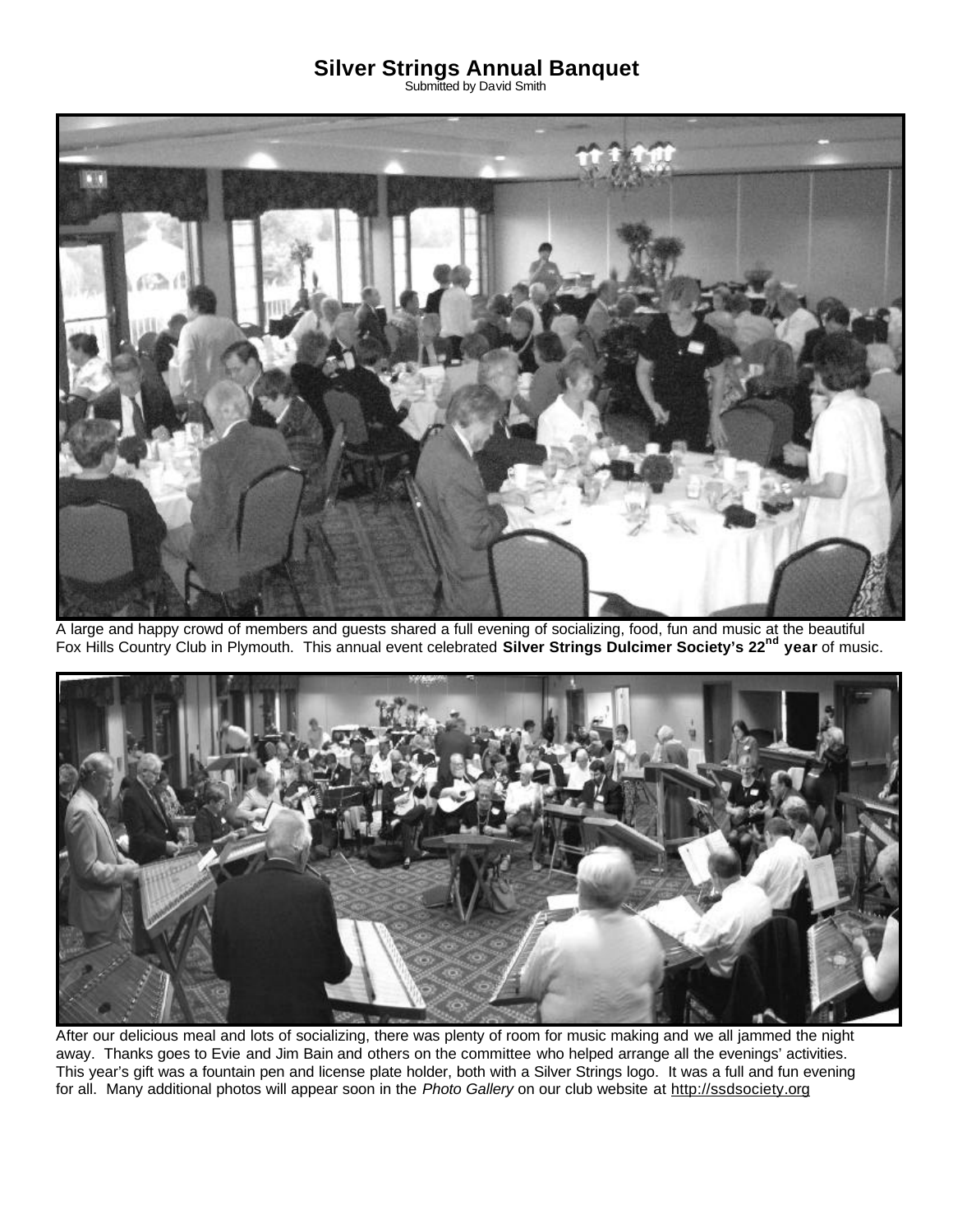# Silver Strings Annual Banquet

Submitted by David Smith

A large and happy crowd of members and guests shared a full evening of socializing, food, fun and music at the beautiful Fox Hills Country Club in Plymouth. This annual event celebrated **Silver Strings Dulcimer Society's 22nd year** of music.

After our delicious meal and lots of socializing, there was plenty of room for music making and we all jammed the night away. Thanks goes to Evie and Jim Bain and others on the committee who helped arrange all the evenings' activities. This year's gift was a fountain pen and license plate holder, both with a Silver Strings logo. It was a full and fun evening for all. Many additional photos will appear soon in the *Photo Gallery* on our club website at http://ssdsociety.org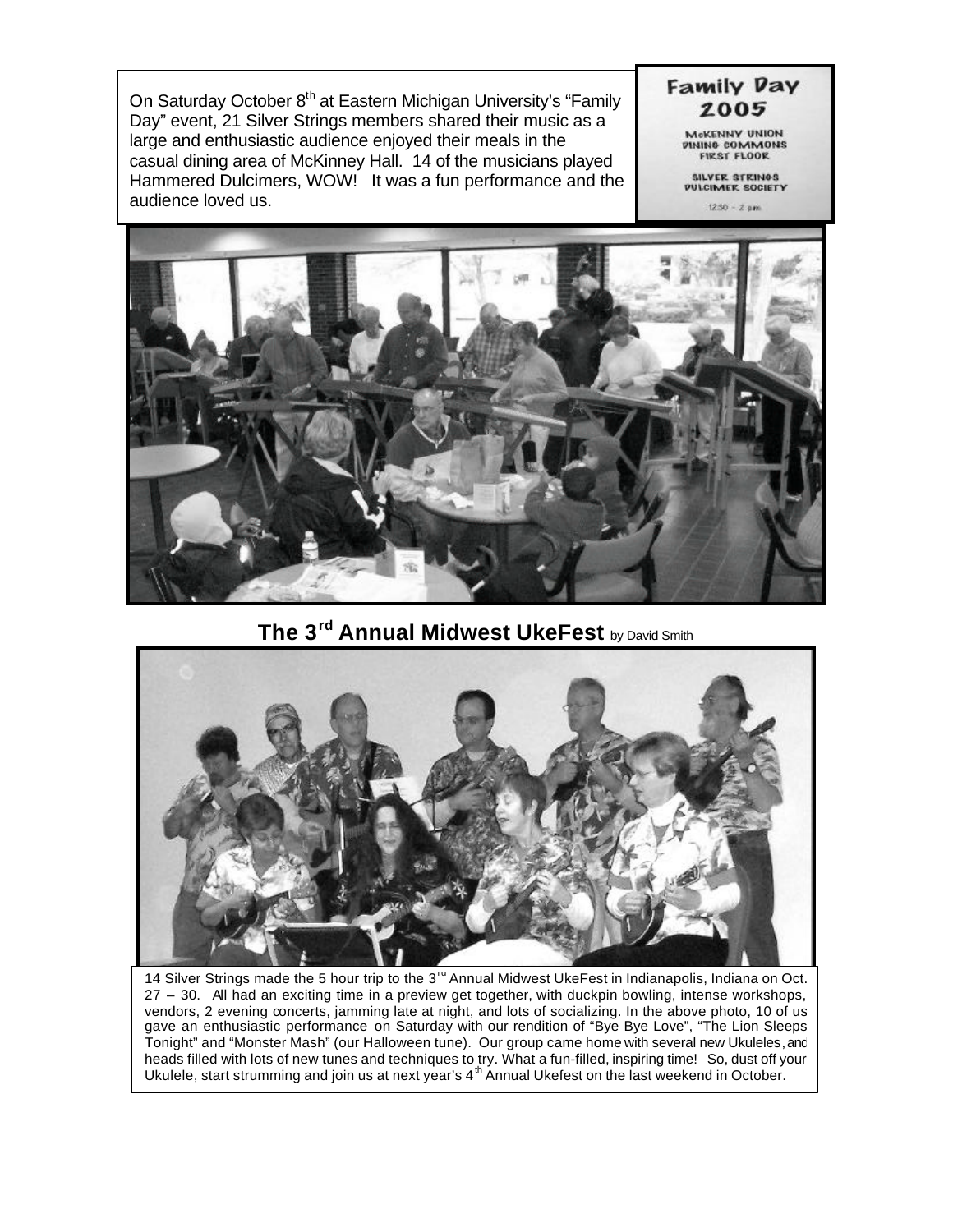On Saturday October 8th at Eastern Michigan University's "Family Day" event, 21 Silver Strings members shared their music as a large and enthusiastic audience enjoyed their meals in the casual dining area of McKinney Hall. 14 of the musicians played Hammered Dulcimers, WOW! It was a fun performance and the audience loved us.

**Family Day 2005**

McKENNY UNION
DINING COMMONS
FIRST FLOOR

SILVER STRINGS
DULCIMER SOCIETY

12:30 – 2 pm

## The 3rd Annual Midwest UkeFest by David Smith

14 Silver Strings made the 5 hour trip to the 3rd Annual Midwest UkeFest in Indianapolis, Indiana on Oct. 27 – 30. All had an exciting time in a preview get together, with duckpin bowling, intense workshops, vendors, 2 evening concerts, jamming late at night, and lots of socializing. In the above photo, 10 of us gave an enthusiastic performance on Saturday with our rendition of "Bye Bye Love", "The Lion Sleeps Tonight" and "Monster Mash" (our Halloween tune). Our group came home with several new Ukuleles, and heads filled with lots of new tunes and techniques to try. What a fun-filled, inspiring time! So, dust off your Ukulele, start strumming and join us at next year's 4th Annual Ukefest on the last weekend in October.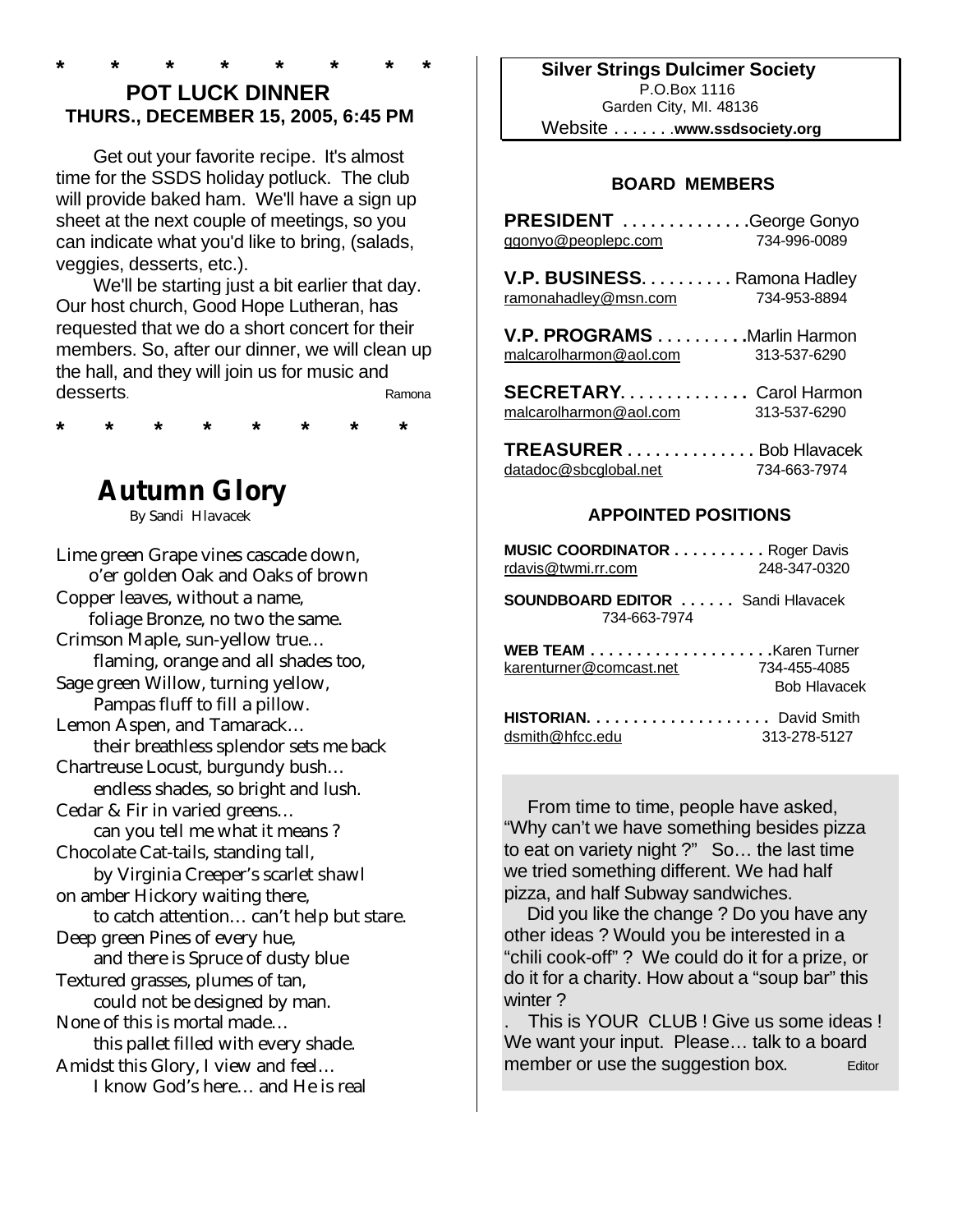\*     \*     \*     \*     \*     \*     \*     \*

## POT LUCK DINNER
**THURS., DECEMBER 15, 2005, 6:45 PM**

Get out your favorite recipe. It's almost time for the SSDS holiday potluck. The club will provide baked ham. We'll have a sign up sheet at the next couple of meetings, so you can indicate what you'd like to bring, (salads, veggies, desserts, etc.).

We'll be starting just a bit earlier that day. Our host church, Good Hope Lutheran, has requested that we do a short concert for their members. So, after our dinner, we will clean up the hall, and they will join us for music and desserts.

Ramona

\*     \*     \*     \*     \*     \*     \*     \*

## Autumn Glory

By Sandi Hlavacek

Lime green Grape vines cascade down,
o'er golden Oak and Oaks of brown
Copper leaves, without a name,
foliage Bronze, no two the same.
Crimson Maple, sun-yellow true…
flaming, orange and all shades too,
Sage green Willow, turning yellow,
Pampas fluff to fill a pillow.
Lemon Aspen, and Tamarack…
their breathless splendor sets me back
Chartreuse Locust, burgundy bush…
endless shades, so bright and lush.
Cedar & Fir in varied greens…
can you tell me what it means ?
Chocolate Cat-tails, standing tall,
by Virginia Creeper's scarlet shawl
on amber Hickory waiting there,
to catch attention… can't help but stare.
Deep green Pines of every hue,
and there is Spruce of dusty blue
Textured grasses, plumes of tan,
could not be designed by man.
None of this is mortal made…
this pallet filled with every shade.
Amidst this Glory, I view and feel…
I know God's here… and He is real

---

**Silver Strings Dulcimer Society**
P.O.Box 1116
Garden City, MI. 48136
Website . . . . . . .**www.ssdsociety.org**

### BOARD MEMBERS

**PRESIDENT** . . . . . . . . . . . . . .George Gonyo
ggonyo@peoplepc.com 734-996-0089

**V.P. BUSINESS**. . . . . . . . . . Ramona Hadley
ramonahadley@msn.com 734-953-8894

**V.P. PROGRAMS** . . . . . . . . . .Marlin Harmon
malcarolharmon@aol.com 313-537-6290

**SECRETARY**. . . . . . . . . . . . . Carol Harmon
malcarolharmon@aol.com 313-537-6290

**TREASURER** . . . . . . . . . . . . . . Bob Hlavacek
datadoc@sbcglobal.net 734-663-7974

### APPOINTED POSITIONS

**MUSIC COORDINATOR** . . . . . . . . . . Roger Davis
rdavis@twmi.rr.com 248-347-0320

**SOUNDBOARD EDITOR** . . . . . . Sandi Hlavacek
734-663-7974

**WEB TEAM** . . . . . . . . . . . . . . . . . . . .Karen Turner
karenturner@comcast.net 734-455-4085
Bob Hlavacek

**HISTORIAN**. . . . . . . . . . . . . . . . . . . . David Smith
dsmith@hfcc.edu 313-278-5127

From time to time, people have asked, "Why can't we have something besides pizza to eat on variety night ?" So… the last time we tried something different. We had half pizza, and half Subway sandwiches.

Did you like the change ? Do you have any other ideas ? Would you be interested in a "chili cook-off" ? We could do it for a prize, or do it for a charity. How about a "soup bar" this winter ?

. This is YOUR CLUB ! Give us some ideas ! We want your input. Please… talk to a board member or use the suggestion box.

Editor